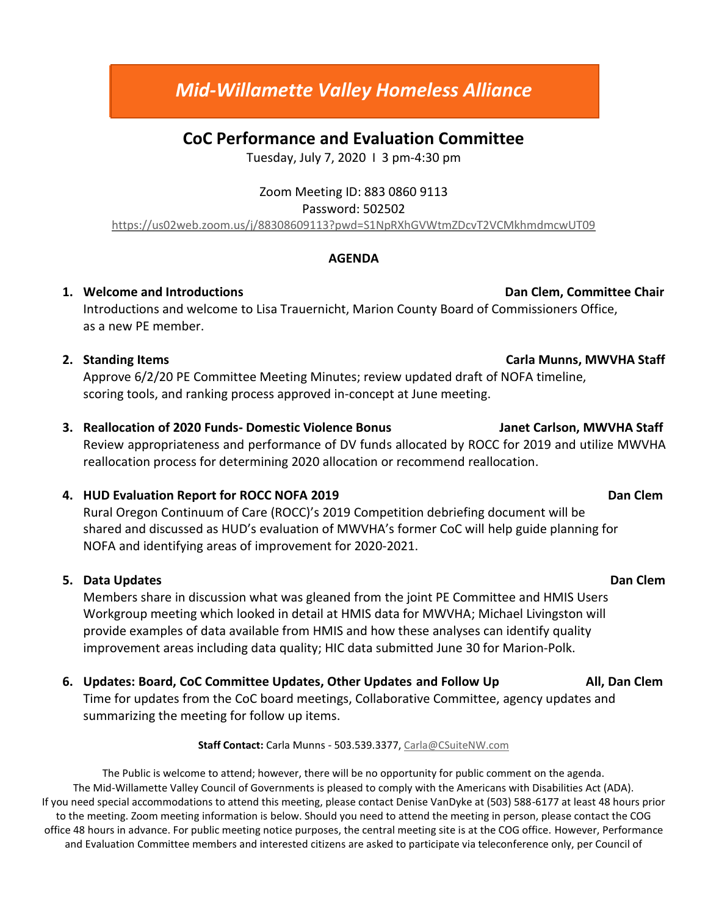# *Mid-Willamette Valley Homeless Alliance*

## CoC Performance and Evaluation Committee

Tuesday, July 7, 2020 I 3 pm-4:30 pm

Zoom Meeting ID: 883 0860 9113
Password: 502502
https://us02web.zoom.us/j/88308609113?pwd=S1NpRXhGVWtmZDcvT2VCMkhmdmcwUT09

**AGENDA**

1. **Welcome and Introductions** — **Dan Clem, Committee Chair**
   Introductions and welcome to Lisa Trauernicht, Marion County Board of Commissioners Office, as a new PE member.

2. **Standing Items** — **Carla Munns, MWVHA Staff**
   Approve 6/2/20 PE Committee Meeting Minutes; review updated draft of NOFA timeline, scoring tools, and ranking process approved in-concept at June meeting.

3. **Reallocation of 2020 Funds- Domestic Violence Bonus** — **Janet Carlson, MWVHA Staff**
   Review appropriateness and performance of DV funds allocated by ROCC for 2019 and utilize MWVHA reallocation process for determining 2020 allocation or recommend reallocation.

4. **HUD Evaluation Report for ROCC NOFA 2019** — **Dan Clem**
   Rural Oregon Continuum of Care (ROCC)'s 2019 Competition debriefing document will be shared and discussed as HUD's evaluation of MWVHA's former CoC will help guide planning for NOFA and identifying areas of improvement for 2020-2021.

5. **Data Updates** — **Dan Clem**
   Members share in discussion what was gleaned from the joint PE Committee and HMIS Users Workgroup meeting which looked in detail at HMIS data for MWVHA; Michael Livingston will provide examples of data available from HMIS and how these analyses can identify quality improvement areas including data quality; HIC data submitted June 30 for Marion-Polk.

6. **Updates: Board, CoC Committee Updates, Other Updates and Follow Up** — **All, Dan Clem**
   Time for updates from the CoC board meetings, Collaborative Committee, agency updates and summarizing the meeting for follow up items.

**Staff Contact:** Carla Munns - 503.539.3377, Carla@CSuiteNW.com

The Public is welcome to attend; however, there will be no opportunity for public comment on the agenda. The Mid-Willamette Valley Council of Governments is pleased to comply with the Americans with Disabilities Act (ADA). If you need special accommodations to attend this meeting, please contact Denise VanDyke at (503) 588-6177 at least 48 hours prior to the meeting. Zoom meeting information is below. Should you need to attend the meeting in person, please contact the COG office 48 hours in advance. For public meeting notice purposes, the central meeting site is at the COG office. However, Performance and Evaluation Committee members and interested citizens are asked to participate via teleconference only, per Council of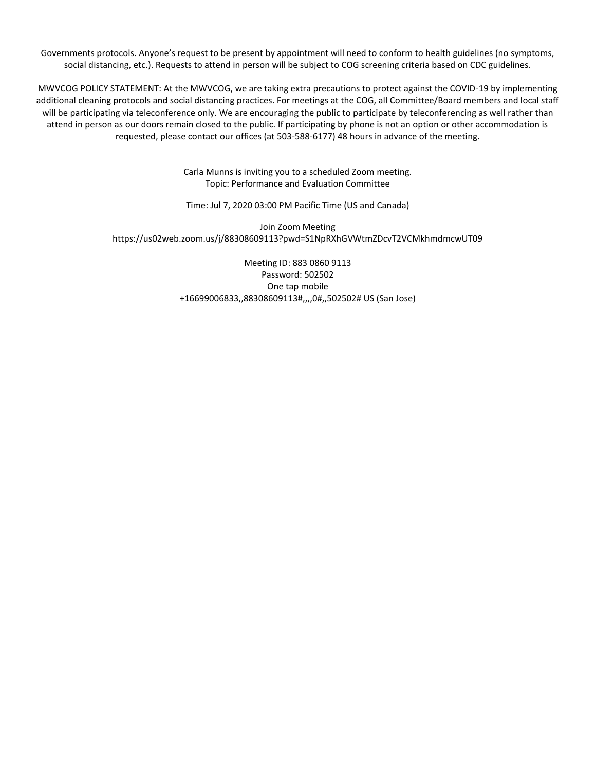Governments protocols. Anyone's request to be present by appointment will need to conform to health guidelines (no symptoms, social distancing, etc.). Requests to attend in person will be subject to COG screening criteria based on CDC guidelines.

MWVCOG POLICY STATEMENT: At the MWVCOG, we are taking extra precautions to protect against the COVID-19 by implementing additional cleaning protocols and social distancing practices. For meetings at the COG, all Committee/Board members and local staff will be participating via teleconference only. We are encouraging the public to participate by teleconferencing as well rather than attend in person as our doors remain closed to the public. If participating by phone is not an option or other accommodation is requested, please contact our offices (at 503-588-6177) 48 hours in advance of the meeting.

Carla Munns is inviting you to a scheduled Zoom meeting.
Topic: Performance and Evaluation Committee

Time: Jul 7, 2020 03:00 PM Pacific Time (US and Canada)

Join Zoom Meeting
https://us02web.zoom.us/j/88308609113?pwd=S1NpRXhGVWtmZDcvT2VCMkhmdmcwUT09

Meeting ID: 883 0860 9113
Password: 502502
One tap mobile
+16699006833,,88308609113#,,,,0#,,502502# US (San Jose)